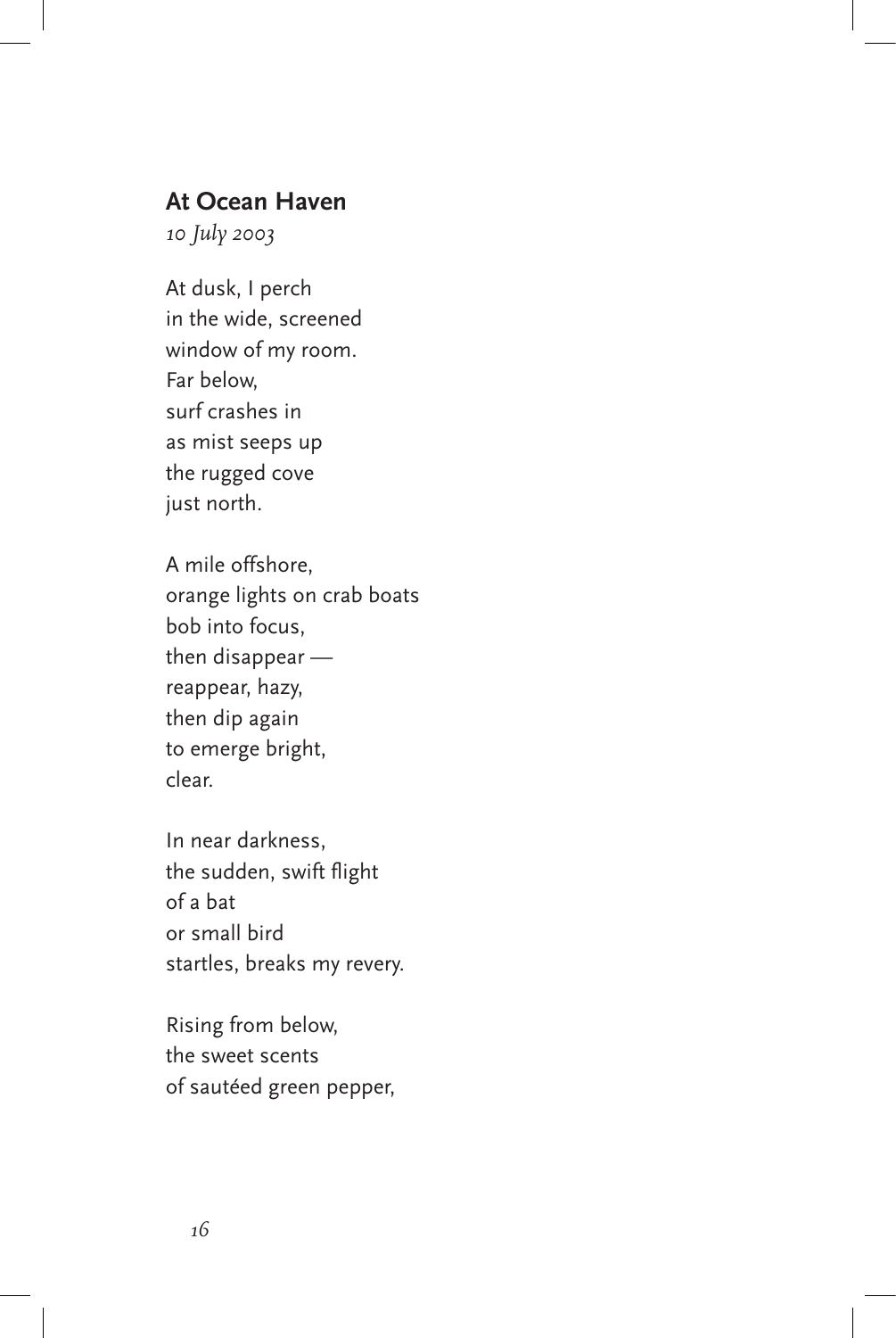## At Ocean Haven

*10 July 2003*

At dusk, I perch  
in the wide, screened  
window of my room.  
Far below,  
surf crashes in  
as mist seeps up  
the rugged cove  
just north.

A mile offshore,  
orange lights on crab boats  
bob into focus,  
then disappear —  
reappear, hazy,  
then dip again  
to emerge bright,  
clear.

In near darkness,  
the sudden, swift flight  
of a bat  
or small bird  
startles, breaks my revery.

Rising from below,  
the sweet scents  
of sautéed green pepper,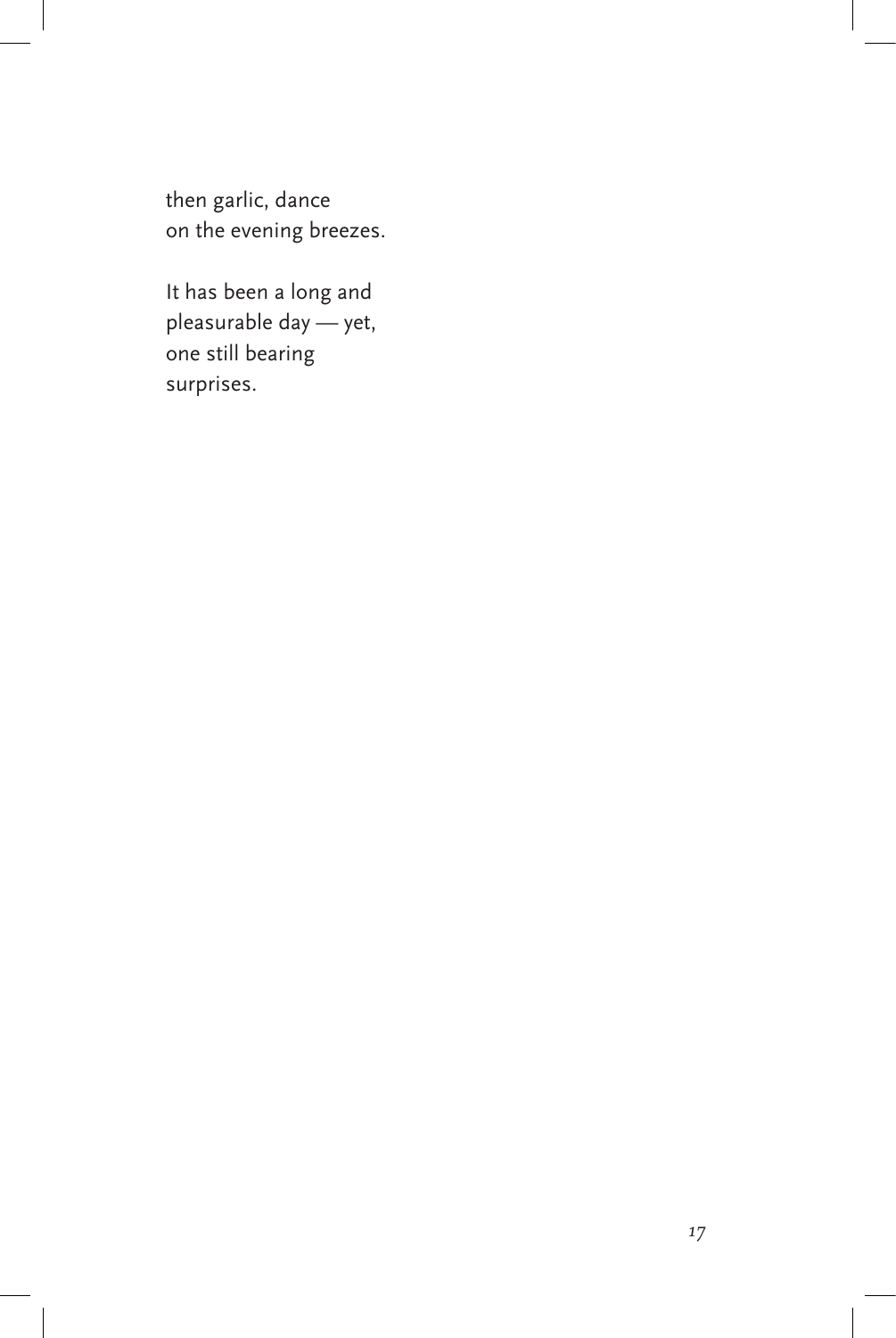then garlic, dance  
on the evening breezes.

It has been a long and  
pleasurable day — yet,  
one still bearing  
surprises.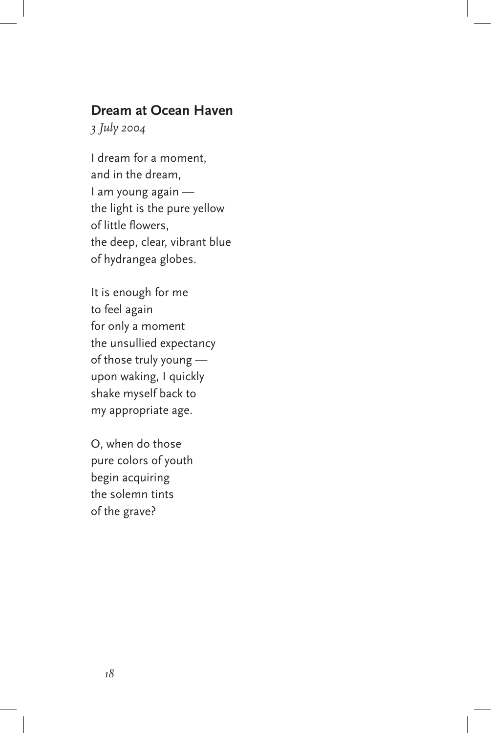## Dream at Ocean Haven

*3 July 2004*

I dream for a moment,  
and in the dream,  
I am young again —  
the light is the pure yellow  
of little flowers,  
the deep, clear, vibrant blue  
of hydrangea globes.

It is enough for me  
to feel again  
for only a moment  
the unsullied expectancy  
of those truly young —  
upon waking, I quickly  
shake myself back to  
my appropriate age.

O, when do those  
pure colors of youth  
begin acquiring  
the solemn tints  
of the grave?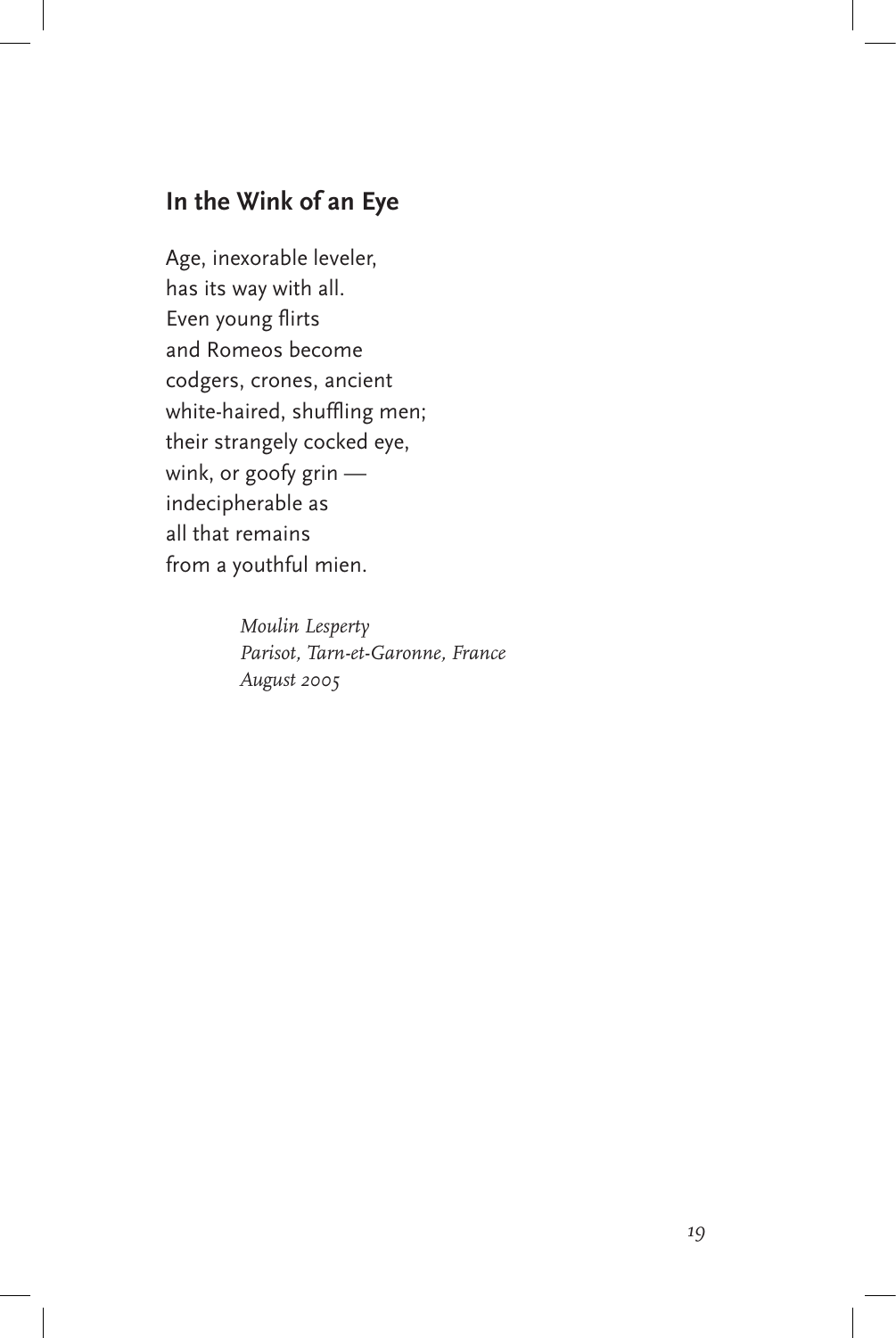## In the Wink of an Eye

Age, inexorable leveler,  
has its way with all.  
Even young flirts  
and Romeos become  
codgers, crones, ancient  
white-haired, shuffling men;  
their strangely cocked eye,  
wink, or goofy grin —  
indecipherable as  
all that remains  
from a youthful mien.

*Moulin Lesperty*  
*Parisot, Tarn-et-Garonne, France*  
*August 2005*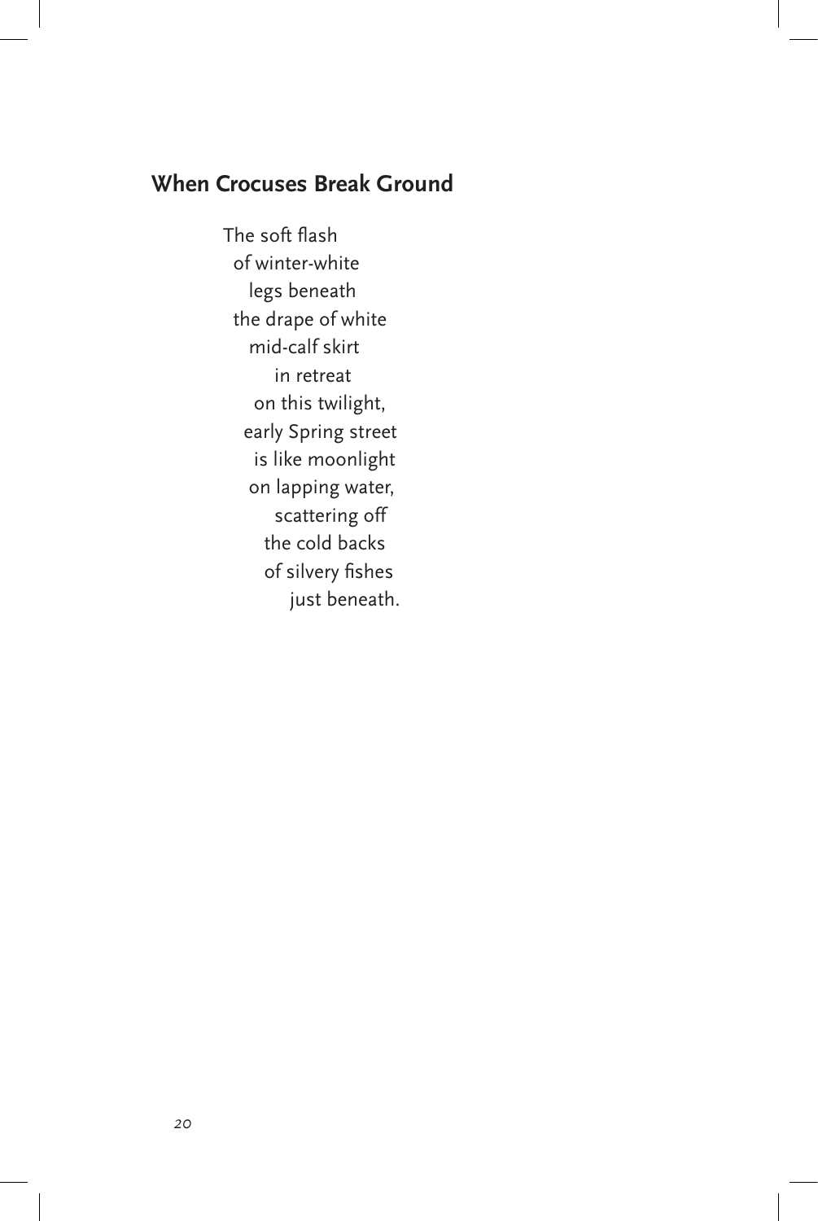## When Crocuses Break Ground

The soft flash  
of winter-white  
legs beneath  
the drape of white  
mid-calf skirt  
in retreat  
on this twilight,  
early Spring street  
is like moonlight  
on lapping water,  
scattering off  
the cold backs  
of silvery fishes  
just beneath.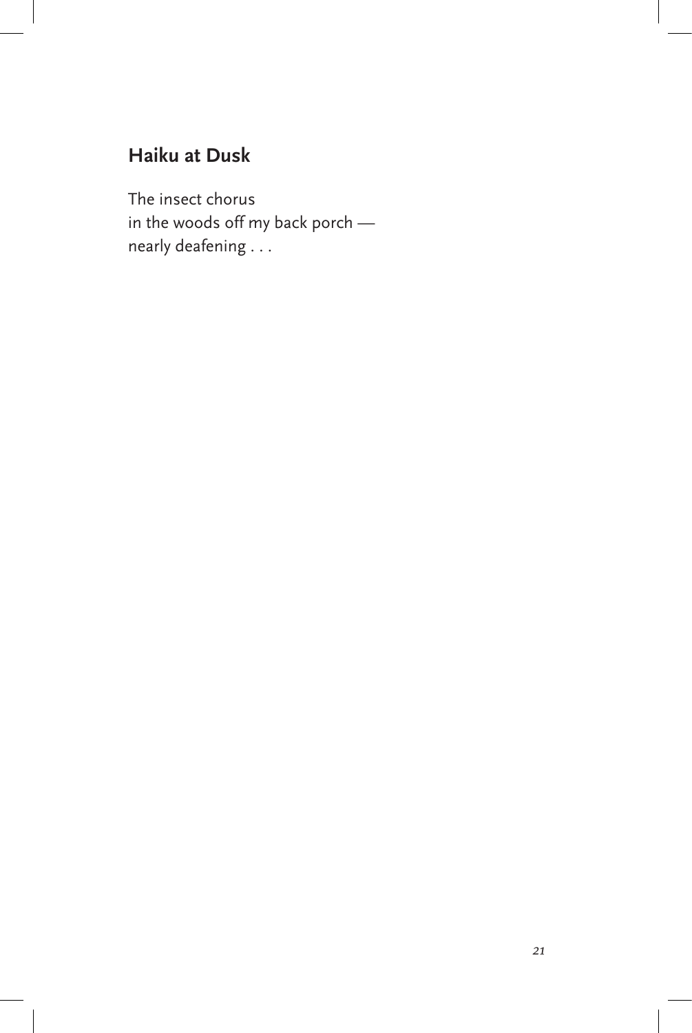## Haiku at Dusk

The insect chorus  
in the woods off my back porch —  
nearly deafening . . .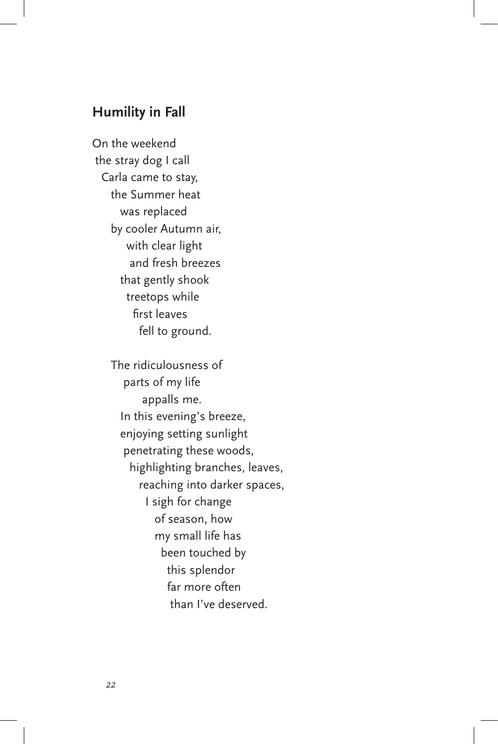## Humility in Fall

On the weekend  
the stray dog I call  
Carla came to stay,  
the Summer heat  
was replaced  
by cooler Autumn air,  
with clear light  
and fresh breezes  
that gently shook  
treetops while  
first leaves  
fell to ground.

The ridiculousness of  
parts of my life  
appalls me.  
In this evening's breeze,  
enjoying setting sunlight  
penetrating these woods,  
highlighting branches, leaves,  
reaching into darker spaces,  
I sigh for change  
of season, how  
my small life has  
been touched by  
this splendor  
far more often  
than I've deserved.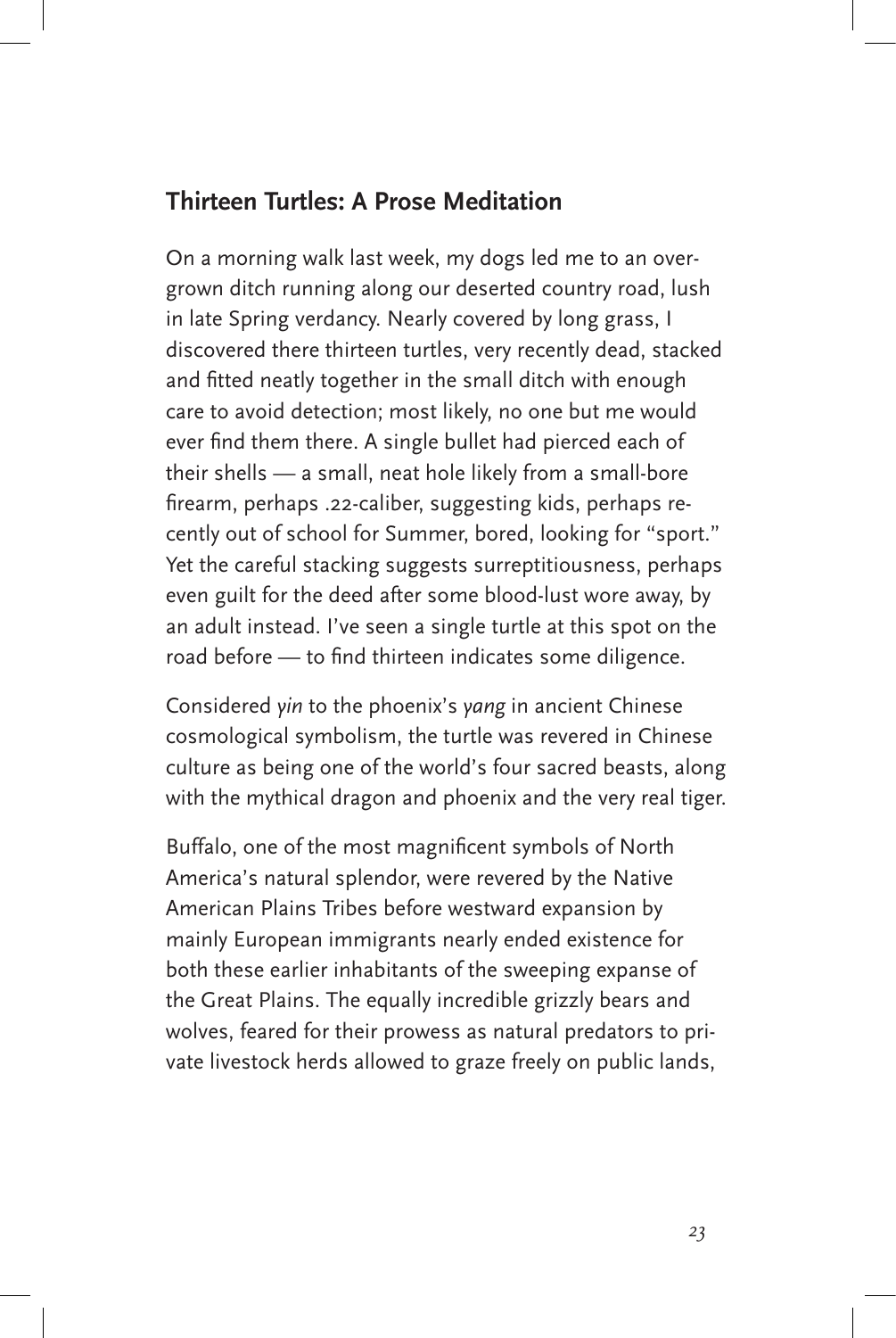## Thirteen Turtles: A Prose Meditation

On a morning walk last week, my dogs led me to an overgrown ditch running along our deserted country road, lush in late Spring verdancy. Nearly covered by long grass, I discovered there thirteen turtles, very recently dead, stacked and fitted neatly together in the small ditch with enough care to avoid detection; most likely, no one but me would ever find them there. A single bullet had pierced each of their shells — a small, neat hole likely from a small-bore firearm, perhaps .22-caliber, suggesting kids, perhaps recently out of school for Summer, bored, looking for "sport." Yet the careful stacking suggests surreptitiousness, perhaps even guilt for the deed after some blood-lust wore away, by an adult instead. I've seen a single turtle at this spot on the road before — to find thirteen indicates some diligence.

Considered *yin* to the phoenix's *yang* in ancient Chinese cosmological symbolism, the turtle was revered in Chinese culture as being one of the world's four sacred beasts, along with the mythical dragon and phoenix and the very real tiger.

Buffalo, one of the most magnificent symbols of North America's natural splendor, were revered by the Native American Plains Tribes before westward expansion by mainly European immigrants nearly ended existence for both these earlier inhabitants of the sweeping expanse of the Great Plains. The equally incredible grizzly bears and wolves, feared for their prowess as natural predators to private livestock herds allowed to graze freely on public lands,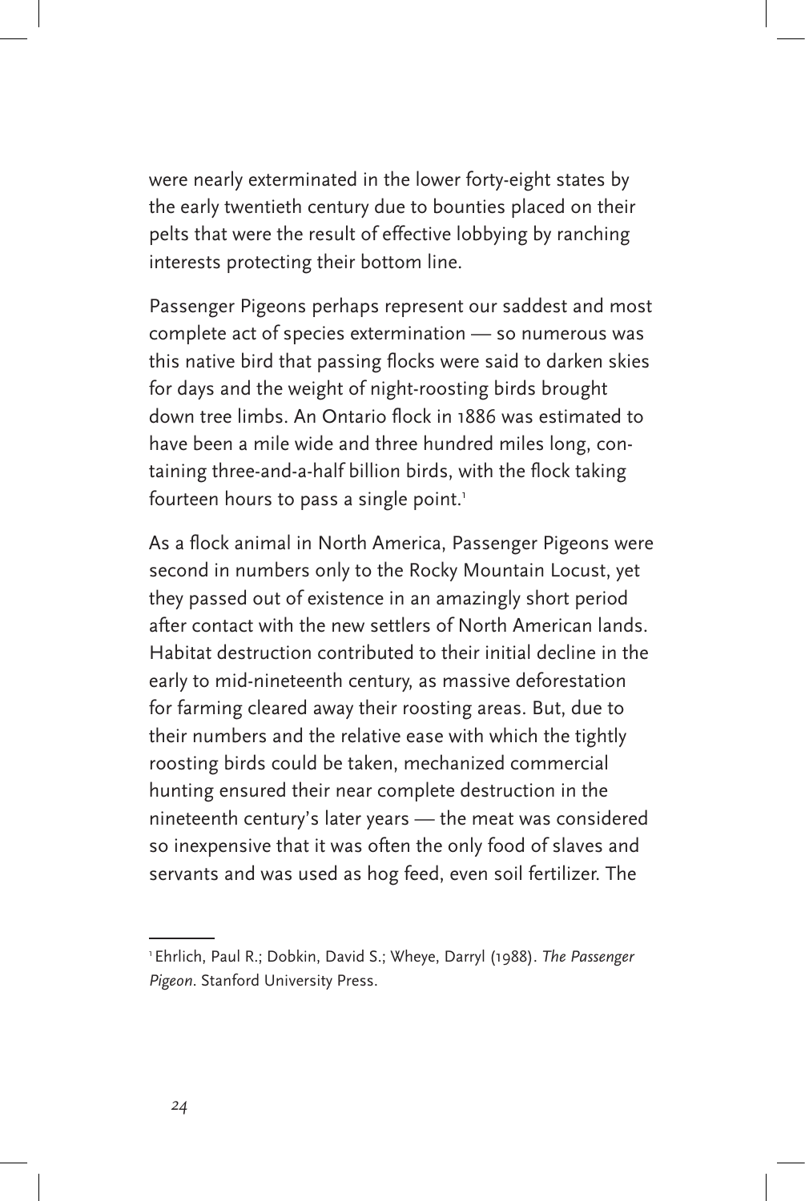were nearly exterminated in the lower forty-eight states by the early twentieth century due to bounties placed on their pelts that were the result of effective lobbying by ranching interests protecting their bottom line.

Passenger Pigeons perhaps represent our saddest and most complete act of species extermination — so numerous was this native bird that passing flocks were said to darken skies for days and the weight of night-roosting birds brought down tree limbs. An Ontario flock in 1886 was estimated to have been a mile wide and three hundred miles long, containing three-and-a-half billion birds, with the flock taking fourteen hours to pass a single point.[1]

As a flock animal in North America, Passenger Pigeons were second in numbers only to the Rocky Mountain Locust, yet they passed out of existence in an amazingly short period after contact with the new settlers of North American lands. Habitat destruction contributed to their initial decline in the early to mid-nineteenth century, as massive deforestation for farming cleared away their roosting areas. But, due to their numbers and the relative ease with which the tightly roosting birds could be taken, mechanized commercial hunting ensured their near complete destruction in the nineteenth century's later years — the meat was considered so inexpensive that it was often the only food of slaves and servants and was used as hog feed, even soil fertilizer. The

---

[1] Ehrlich, Paul R.; Dobkin, David S.; Wheye, Darryl (1988). *The Passenger Pigeon*. Stanford University Press.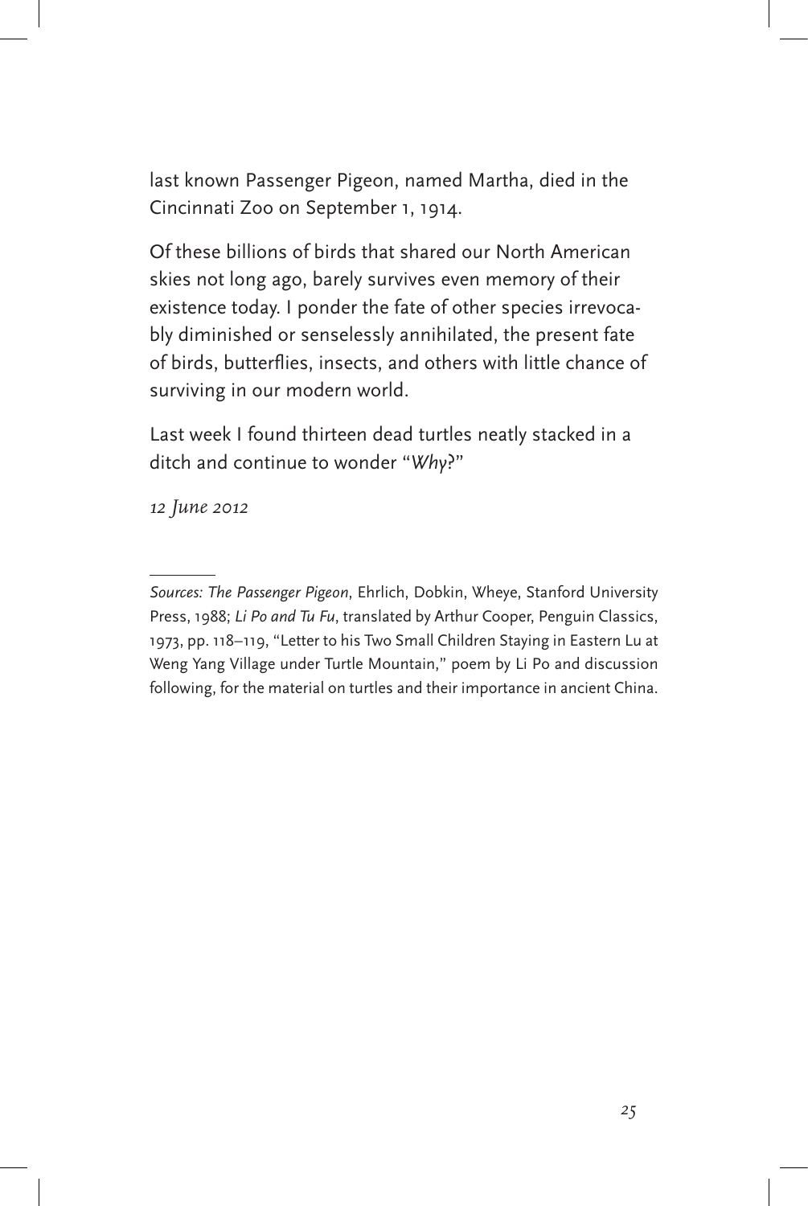last known Passenger Pigeon, named Martha, died in the Cincinnati Zoo on September 1, 1914.

Of these billions of birds that shared our North American skies not long ago, barely survives even memory of their existence today. I ponder the fate of other species irrevocably diminished or senselessly annihilated, the present fate of birds, butterflies, insects, and others with little chance of surviving in our modern world.

Last week I found thirteen dead turtles neatly stacked in a ditch and continue to wonder "*Why*?"

*12 June 2012*

---

*Sources: The Passenger Pigeon*, Ehrlich, Dobkin, Wheye, Stanford University Press, 1988; *Li Po and Tu Fu*, translated by Arthur Cooper, Penguin Classics, 1973, pp. 118–119, "Letter to his Two Small Children Staying in Eastern Lu at Weng Yang Village under Turtle Mountain," poem by Li Po and discussion following, for the material on turtles and their importance in ancient China.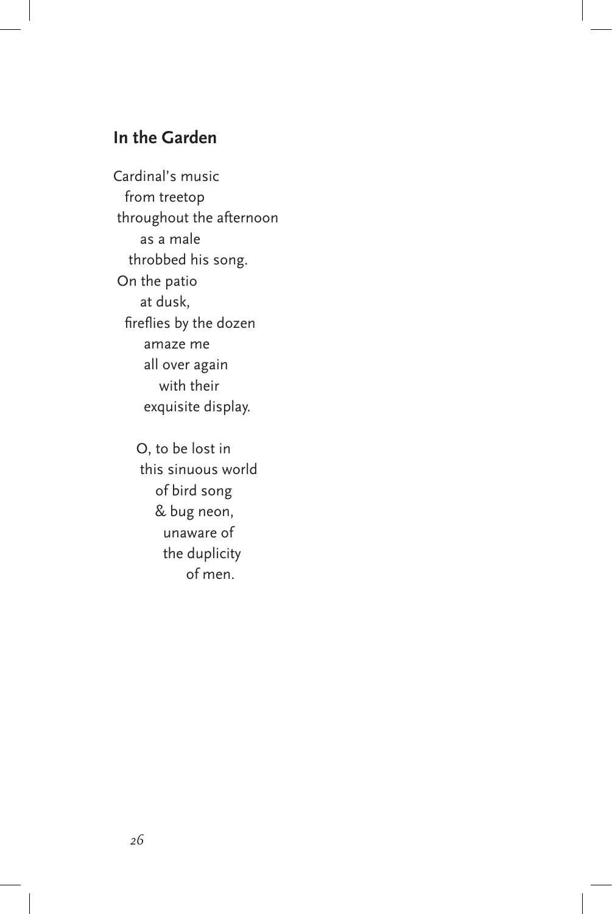## In the Garden

Cardinal's music  
from treetop  
throughout the afternoon  
as a male  
throbbed his song.  
On the patio  
at dusk,  
fireflies by the dozen  
amaze me  
all over again  
with their  
exquisite display.

O, to be lost in  
this sinuous world  
of bird song  
& bug neon,  
unaware of  
the duplicity  
of men.